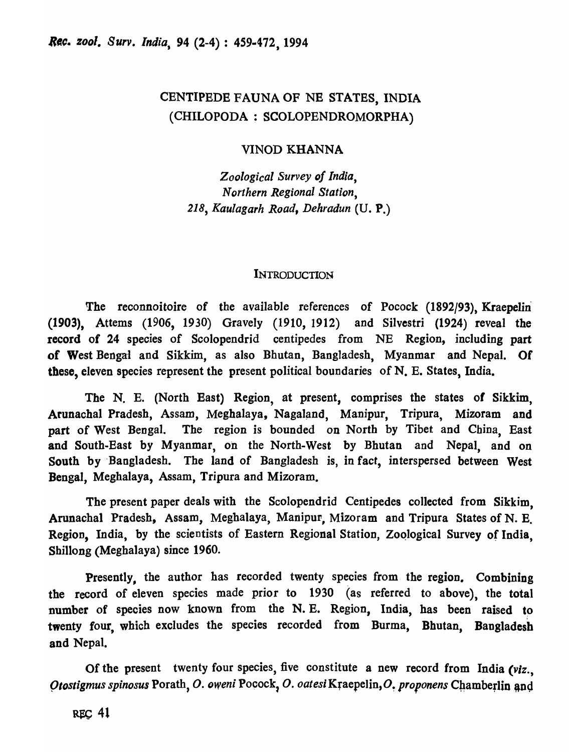# CENTIPEDE FAUNA OF NE STATES, INDIA (CHILOPODA : SCOLOPENDROMORPHA)

VINOD KHANNA

*Zoological Survey of India,*
*Northern Regional Station,*
*218, Kaulagarh Road, Dehradun* (U. P.)

## INTRODUCTION

The reconnoitoire of the available references of Pocock (1892/93), Kraepelin (1903), Attems (1906, 1930) Gravely (1910, 1912) and Silvestri (1924) reveal the record of 24 species of Scolopendrid centipedes from NE Region, including part of West Bengal and Sikkim, as also Bhutan, Bangladesh, Myanmar and Nepal. Of these, eleven species represent the present political boundaries of N. E. States, India.

The N. E. (North East) Region, at present, comprises the states of Sikkim, Arunachal Pradesh, Assam, Meghalaya, Nagaland, Manipur, Tripura, Mizoram and part of West Bengal. The region is bounded on North by Tibet and China, East and South-East by Myanmar, on the North-West by Bhutan and Nepal, and on South by Bangladesh. The land of Bangladesh is, in fact, interspersed between West Bengal, Meghalaya, Assam, Tripura and Mizoram.

The present paper deals with the Scolopendrid Centipedes collected from Sikkim, Arunachal Pradesh, Assam, Meghalaya, Manipur, Mizoram and Tripura States of N. E. Region, India, by the scientists of Eastern Regional Station, Zoological Survey of India, Shillong (Meghalaya) since 1960.

Presently, the author has recorded twenty species from the region. Combining the record of eleven species made prior to 1930 (as referred to above), the total number of species now known from the N. E. Region, India, has been raised to twenty four, which excludes the species recorded from Burma, Bhutan, Bangladesh and Nepal.

Of the present twenty four species, five constitute a new record from India (*viz.*, *Otostigmus spinosus* Porath, *O. oweni* Pocock, *O. oatesi* Kraepelin, *O. proponens* Chamberlin and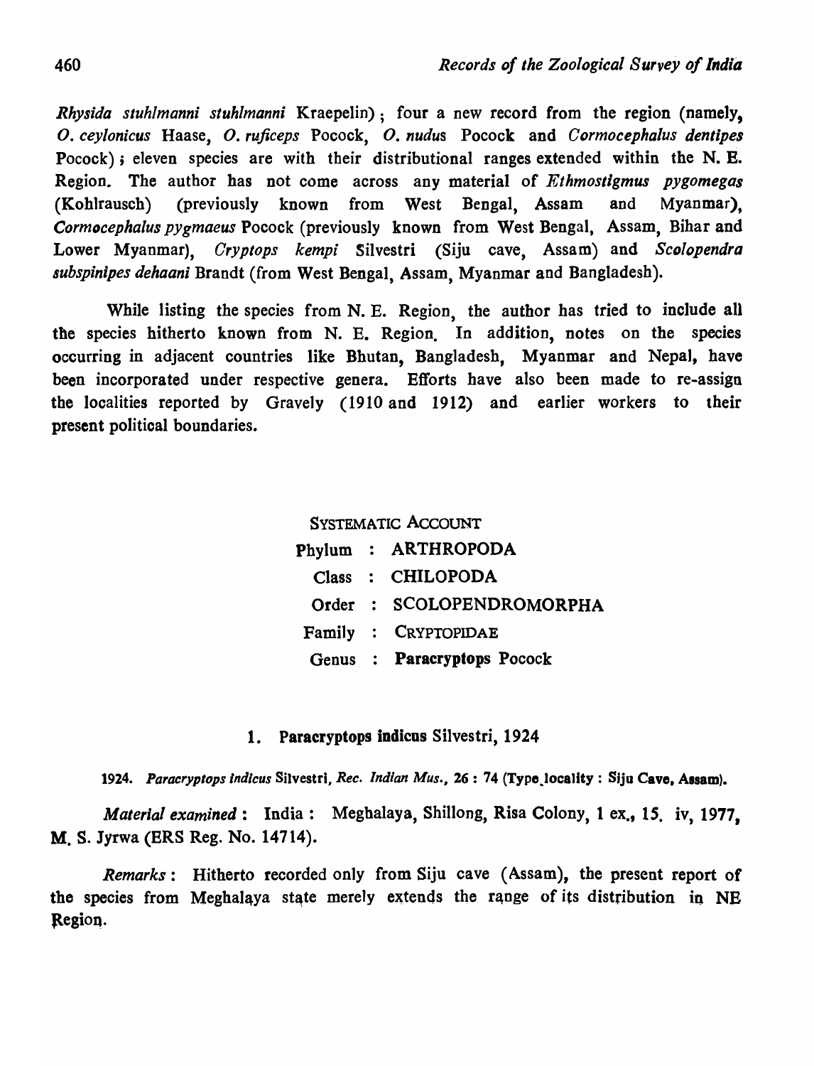*Rhysida stuhlmanni stuhlmanni* Kraepelin); four a new record from the region (namely, *O. ceylonicus* Haase, *O. ruficeps* Pocock, *O. nudus* Pocock and *Cormocephalus dentipes* Pocock); eleven species are with their distributional ranges extended within the N. E. Region. The author has not come across any material of *Ethmostigmus pygomegas* (Kohlrausch) (previously known from West Bengal, Assam and Myanmar), *Cormocephalus pygmaeus* Pocock (previously known from West Bengal, Assam, Bihar and Lower Myanmar), *Cryptops kempi* Silvestri (Siju cave, Assam) and *Scolopendra subspinipes dehaani* Brandt (from West Bengal, Assam, Myanmar and Bangladesh).

While listing the species from N. E. Region, the author has tried to include all the species hitherto known from N. E. Region. In addition, notes on the species occurring in adjacent countries like Bhutan, Bangladesh, Myanmar and Nepal, have been incorporated under respective genera. Efforts have also been made to re-assign the localities reported by Gravely (1910 and 1912) and earlier workers to their present political boundaries.

## SYSTEMATIC ACCOUNT

Phylum : ARTHROPODA

Class : CHILOPODA

Order : SCOLOPENDROMORPHA

Family : CRYPTOPIDAE

Genus : **Paracryptops** Pocock

### 1. Paracryptops indicus Silvestri, 1924

1924. *Paracryptops indicus* Silvestri, *Rec. Indian Mus.*, 26 : 74 (Type locality : Siju Cave, Assam).

*Material examined* : India : Meghalaya, Shillong, Risa Colony, 1 ex., 15. iv, 1977, M. S. Jyrwa (ERS Reg. No. 14714).

*Remarks* : Hitherto recorded only from Siju cave (Assam), the present report of the species from Meghalaya state merely extends the range of its distribution in NE Region.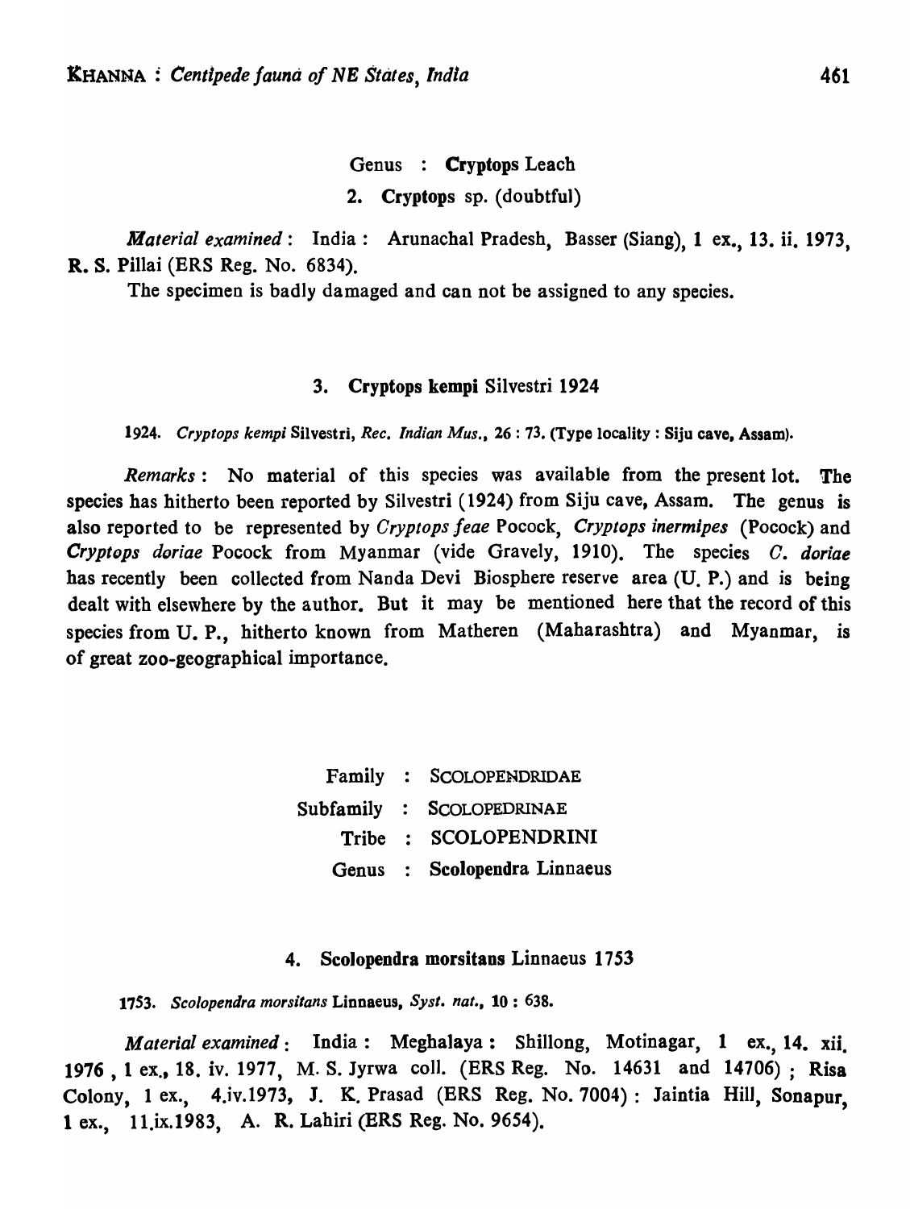Genus : **Cryptops** Leach

### 2. **Cryptops** sp. (doubtful)

*Material examined*: India : Arunachal Pradesh, Basser (Siang), 1 ex., 13. ii. 1973, R. S. Pillai (ERS Reg. No. 6834).

The specimen is badly damaged and can not be assigned to any species.

### 3. **Cryptops kempi** Silvestri 1924

1924. *Cryptops kempi* Silvestri, *Rec. Indian Mus.*, 26 : 73. (Type locality : Siju cave, Assam).

*Remarks*: No material of this species was available from the present lot. The species has hitherto been reported by Silvestri (1924) from Siju cave, Assam. The genus is also reported to be represented by *Cryptops feae* Pocock, *Cryptops inermipes* (Pocock) and *Cryptops doriae* Pocock from Myanmar (vide Gravely, 1910). The species *C. doriae* has recently been collected from Nanda Devi Biosphere reserve area (U. P.) and is being dealt with elsewhere by the author. But it may be mentioned here that the record of this species from U. P., hitherto known from Matheren (Maharashtra) and Myanmar, is of great zoo-geographical importance.

Family : SCOLOPENDRIDAE

Subfamily : SCOLOPEDRINAE

Tribe : SCOLOPENDRINI

Genus : **Scolopendra Linnaeus**

### 4. **Scolopendra morsitans** Linnaeus 1753

1753. *Scolopendra morsitans* Linnaeus, *Syst. nat.*, 10 : 638.

*Material examined*: India : Meghalaya : Shillong, Motinagar, 1 ex., 14. xii. 1976 , 1 ex., 18. iv. 1977, M. S. Jyrwa coll. (ERS Reg. No. 14631 and 14706) ; Risa Colony, 1 ex., 4.iv.1973, J. K. Prasad (ERS Reg. No. 7004) : Jaintia Hill, Sonapur, 1 ex., 11.ix.1983, A. R. Lahiri (ERS Reg. No. 9654).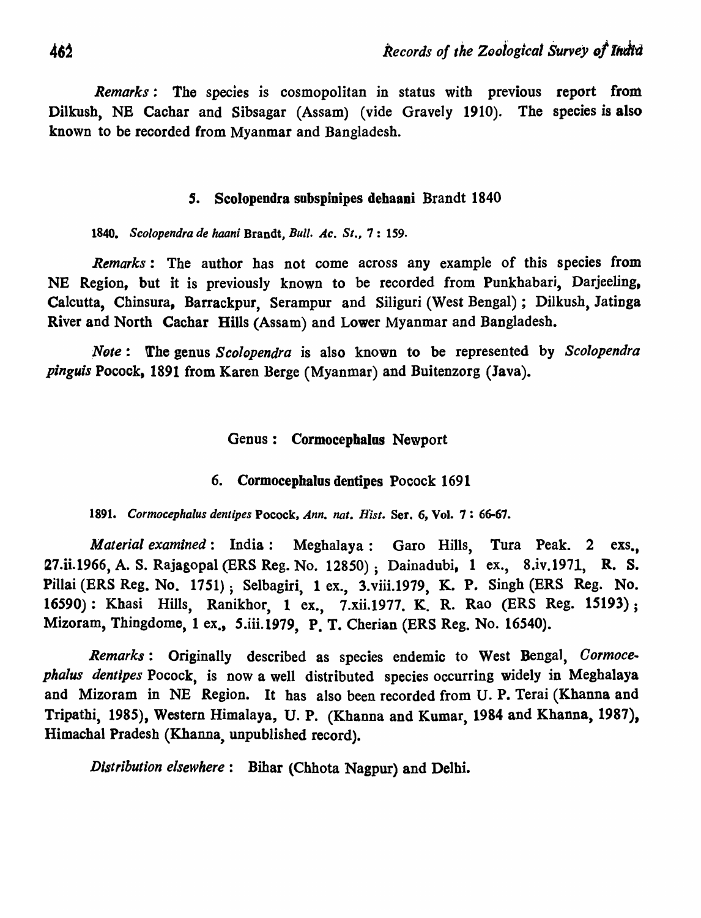*Remarks*: The species is cosmopolitan in status with previous report from Dilkush, NE Cachar and Sibsagar (Assam) (vide Gravely 1910). The species is also known to be recorded from Myanmar and Bangladesh.

### 5. Scolopendra subspinipes dehaani Brandt 1840

1840. *Scolopendra de haani* Brandt, *Bull. Ac. St.*, 7 : 159.

*Remarks*: The author has not come across any example of this species from NE Region, but it is previously known to be recorded from Punkhabari, Darjeeling, Calcutta, Chinsura, Barrackpur, Serampur and Siliguri (West Bengal); Dilkush, Jatinga River and North Cachar Hills (Assam) and Lower Myanmar and Bangladesh.

*Note*: The genus *Scolopendra* is also known to be represented by *Scolopendra pinguis* Pocock, 1891 from Karen Berge (Myanmar) and Buitenzorg (Java).

## Genus : Cormocephalus Newport

### 6. Cormocephalus dentipes Pocock 1691

1891. *Cormocephalus dentipes* Pocock, *Ann. nat. Hist.* Ser. 6, Vol. 7 : 66-67.

*Material examined*: India : Meghalaya : Garo Hills, Tura Peak. 2 exs., 27.ii.1966, A. S. Rajagopal (ERS Reg. No. 12850); Dainadubi, 1 ex., 8.iv.1971, R. S. Pillai (ERS Reg. No. 1751); Selbagiri, 1 ex., 3.viii.1979, K. P. Singh (ERS Reg. No. 16590) : Khasi Hills, Ranikhor, 1 ex., 7.xii.1977. K. R. Rao (ERS Reg. 15193); Mizoram, Thingdome, 1 ex., 5.iii.1979, P. T. Cherian (ERS Reg. No. 16540).

*Remarks*: Originally described as species endemic to West Bengal, *Cormocephalus dentipes* Pocock, is now a well distributed species occurring widely in Meghalaya and Mizoram in NE Region. It has also been recorded from U. P. Terai (Khanna and Tripathi, 1985), Western Himalaya, U. P. (Khanna and Kumar, 1984 and Khanna, 1987), Himachal Pradesh (Khanna, unpublished record).

*Distribution elsewhere*: Bihar (Chhota Nagpur) and Delhi.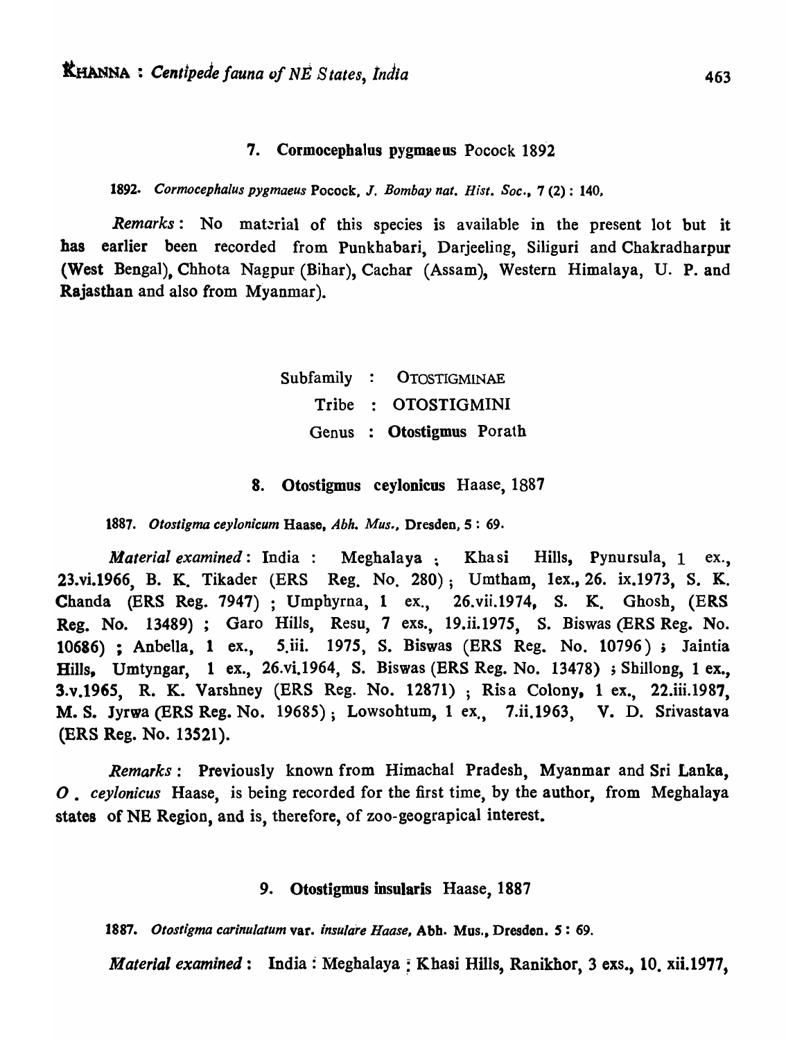### 7. **Cormocephalus pygmaeus** Pocock 1892

1892. *Cormocephalus pygmaeus* Pocock, *J. Bombay nat. Hist. Soc.*, 7 (2) : 140.

*Remarks*: No material of this species is available in the present lot but it has earlier been recorded from Punkhabari, Darjeeling, Siliguri and Chakradharpur (West Bengal), Chhota Nagpur (Bihar), Cachar (Assam), Western Himalaya, U. P. and Rajasthan and also from Myanmar).

Subfamily : OTOSTIGMINAE

Tribe : OTOSTIGMINI

Genus : **Otostigmus** Porath

### 8. **Otostigmus ceylonicus** Haase, 1887

1887. *Otostigma ceylonicum* Haase, *Abh. Mus.*, Dresden, 5 : 69.

*Material examined*: India : Meghalaya ; Khasi Hills, Pynursula, 1 ex., 23.vi.1966, B. K. Tikader (ERS Reg. No. 280) ; Umtham, 1ex., 26. ix.1973, S. K. Chanda (ERS Reg. 7947) ; Umphyrna, 1 ex., 26.vii.1974, S. K. Ghosh, (ERS Reg. No. 13489) ; Garo Hills, Resu, 7 exs., 19.ii.1975, S. Biswas (ERS Reg. No. 10686) ; Anbella, 1 ex., 5.iii. 1975, S. Biswas (ERS Reg. No. 10796) ; Jaintia Hills, Umtyngar, 1 ex., 26.vi.1964, S. Biswas (ERS Reg. No. 13478) ; Shillong, 1 ex., 3.v.1965, R. K. Varshney (ERS Reg. No. 12871) ; Risa Colony, 1 ex., 22.iii.1987, M. S. Jyrwa (ERS Reg. No. 19685) ; Lowsohtum, 1 ex., 7.ii.1963, V. D. Srivastava (ERS Reg. No. 13521).

*Remarks*: Previously known from Himachal Pradesh, Myanmar and Sri Lanka, *O. ceylonicus* Haase, is being recorded for the first time, by the author, from Meghalaya states of NE Region, and is, therefore, of zoo-geograpical interest.

### 9. **Otostigmus insularis** Haase, 1887

1887. *Otostigma carinulatum* var. *insulare Haase*, Abh. Mus., Dresden. 5 : 69.

*Material examined*: India : Meghalaya : Khasi Hills, Ranikhor, 3 exs., 10. xii.1977,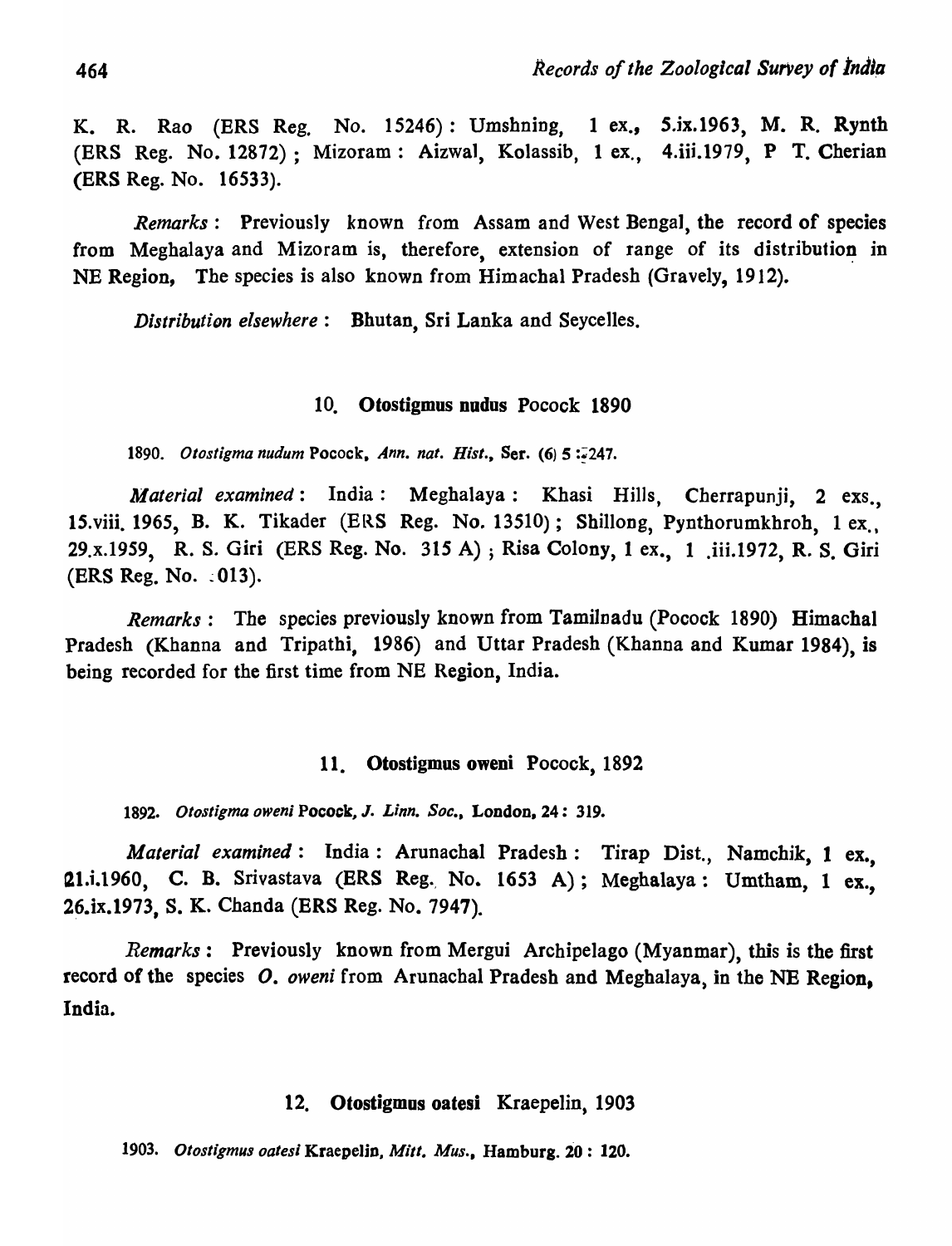K. R. Rao (ERS Reg. No. 15246): Umshning, 1 ex., 5.ix.1963, M. R. Rynth (ERS Reg. No. 12872); Mizoram: Aizwal, Kolassib, 1 ex., 4.iii.1979, P T. Cherian (ERS Reg. No. 16533).

*Remarks*: Previously known from Assam and West Bengal, the record of species from Meghalaya and Mizoram is, therefore, extension of range of its distribution in NE Region, The species is also known from Himachal Pradesh (Gravely, 1912).

*Distribution elsewhere*: Bhutan, Sri Lanka and Seycelles.

## 10. Otostigmus nudus Pocock 1890

1890. *Otostigma nudum* Pocock, *Ann. nat. Hist.*, Ser. (6) 5 : 247.

*Material examined*: India: Meghalaya: Khasi Hills, Cherrapunji, 2 exs., 15.viii. 1965, B. K. Tikader (ERS Reg. No. 13510); Shillong, Pynthorumkhroh, 1 ex., 29.x.1959, R. S. Giri (ERS Reg. No. 315 A); Risa Colony, 1 ex., 1 .iii.1972, R. S. Giri (ERS Reg. No. :013).

*Remarks*: The species previously known from Tamilnadu (Pocock 1890) Himachal Pradesh (Khanna and Tripathi, 1986) and Uttar Pradesh (Khanna and Kumar 1984), is being recorded for the first time from NE Region, India.

## 11. Otostigmus oweni Pocock, 1892

1892. *Otostigma oweni* Pocock, *J. Linn. Soc.*, London, 24: 319.

*Material examined*: India: Arunachal Pradesh: Tirap Dist., Namchik, 1 ex., 21.i.1960, C. B. Srivastava (ERS Reg. No. 1653 A); Meghalaya: Umtham, 1 ex., 26.ix.1973, S. K. Chanda (ERS Reg. No. 7947).

*Remarks*: Previously known from Mergui Archipelago (Myanmar), this is the first record of the species *O. oweni* from Arunachal Pradesh and Meghalaya, in the NE Region, India.

## 12. Otostigmus oatesi Kraepelin, 1903

1903. *Otostigmus oatesi* Kraepelin, *Mitt. Mus.*, Hamburg. 20: 120.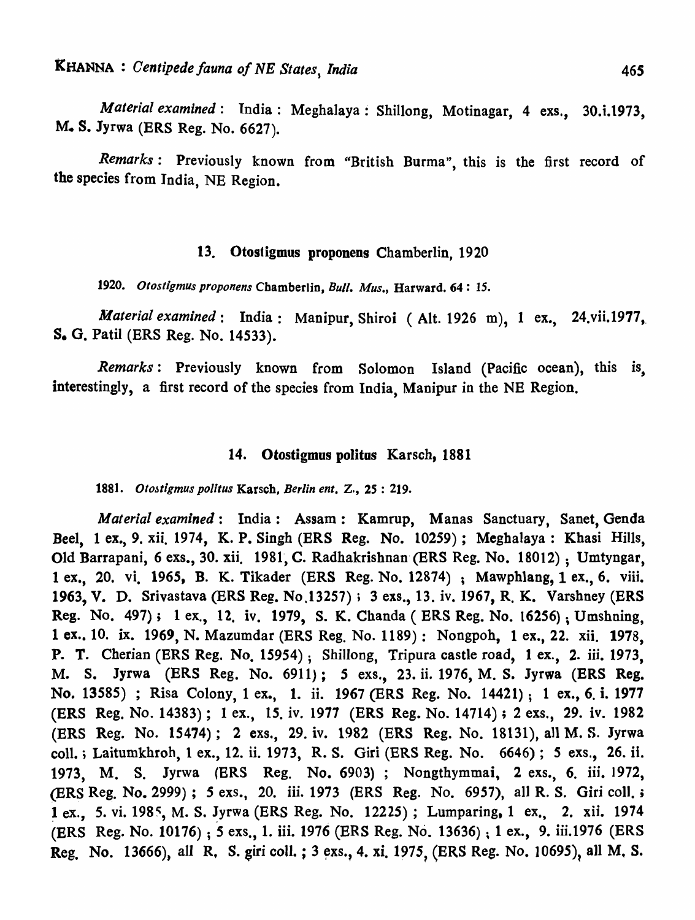*Material examined* : India : Meghalaya : Shillong, Motinagar, 4 exs., 30.i.1973, M. S. Jyrwa (ERS Reg. No. 6627).

*Remarks* : Previously known from "British Burma", this is the first record of the species from India, NE Region.

### 13. Otostigmus proponens Chamberlin, 1920

1920. *Otostigmus proponens* Chamberlin, *Bull. Mus.*, Harward. 64 : 15.

*Material examined* : India : Manipur, Shiroi ( Alt. 1926 m), 1 ex., 24.vii.1977, S. G. Patil (ERS Reg. No. 14533).

*Remarks* : Previously known from Solomon Island (Pacific ocean), this is, interestingly, a first record of the species from India, Manipur in the NE Region.

### 14. Otostigmus politus Karsch, 1881

1881. *Otostigmus politus* Karsch, *Berlin ent. Z.*, 25 : 219.

*Material examined* : India : Assam : Kamrup, Manas Sanctuary, Sanet, Genda Beel, 1 ex., 9. xii. 1974, K. P. Singh (ERS Reg. No. 10259) ; Meghalaya : Khasi Hills, Old Barrapani, 6 exs., 30. xii. 1981, C. Radhakrishnan (ERS Reg. No. 18012) ; Umtyngar, 1 ex., 20. vi. 1965, B. K. Tikader (ERS Reg. No. 12874) ; Mawphlang, 1 ex., 6. viii. 1963, V. D. Srivastava (ERS Reg. No.13257) ; 3 exs., 13. iv. 1967, R. K. Varshney (ERS Reg. No. 497) ; 1 ex., 12. iv. 1979, S. K. Chanda ( ERS Reg. No. 16256) ; Umshning, 1 ex., 10. ix. 1969, N. Mazumdar (ERS Reg. No. 1189) : Nongpoh, 1 ex., 22. xii. 1978, P. T. Cherian (ERS Reg. No. 15954) ; Shillong, Tripura castle road, 1 ex., 2. iii. 1973, M. S. Jyrwa (ERS Reg. No. 6911) ; 5 exs., 23. ii. 1976, M. S. Jyrwa (ERS Reg. No. 13585) ; Risa Colony, 1 ex., 1. ii. 1967 (ERS Reg. No. 14421) ; 1 ex., 6. i. 1977 (ERS Reg. No. 14383) ; 1 ex., 15. iv. 1977 (ERS Reg. No. 14714) ; 2 exs., 29. iv. 1982 (ERS Reg. No. 15474) ; 2 exs., 29. iv. 1982 (ERS Reg. No. 18131), all M. S. Jyrwa coll. ; Laitumkhroh, 1 ex., 12. ii. 1973, R. S. Giri (ERS Reg. No. 6646) ; 5 exs., 26. ii. 1973, M. S. Jyrwa (ERS Reg. No. 6903) ; Nongthymmai, 2 exs., 6. iii. 1972, (ERS Reg. No. 2999) ; 5 exs., 20. iii. 1973 (ERS Reg. No. 6957), all R. S. Giri coll. ; 1 ex., 5. vi. 1985, M. S. Jyrwa (ERS Reg. No. 12225) ; Lumparing, 1 ex., 2. xii. 1974 (ERS Reg. No. 10176) ; 5 exs., 1. iii. 1976 (ERS Reg. No. 13636) ; 1 ex., 9. iii.1976 (ERS Reg. No. 13666), all R. S. giri coll. ; 3 exs., 4. xi. 1975, (ERS Reg. No. 10695), all M. S.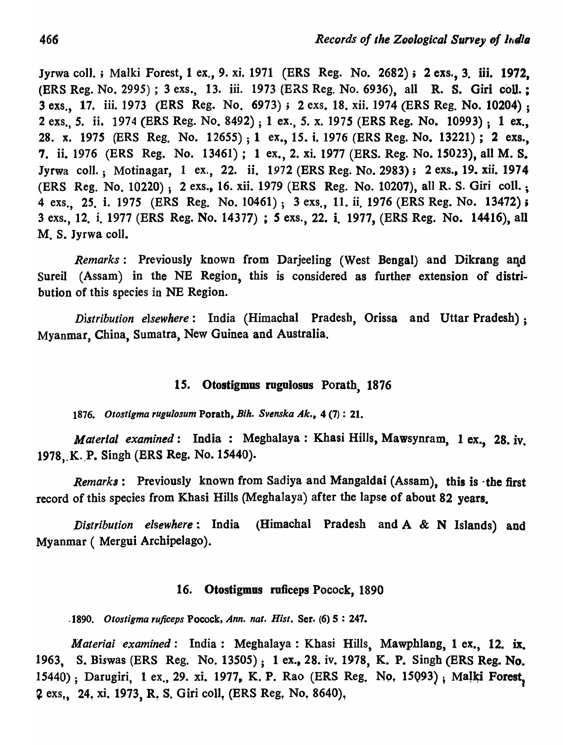Jyrwa coll. ; Malki Forest, 1 ex., 9. xi. 1971 (ERS Reg. No. 2682) ; 2 exs., 3. iii. 1972, (ERS Reg. No. 2995) ; 3 exs., 13. iii. 1973 (ERS Reg. No. 6936), all R. S. Giri coll. ; 3 exs., 17. iii. 1973 (ERS Reg. No. 6973) ; 2 exs. 18. xii. 1974 (ERS Reg. No. 10204) ; 2 exs., 5. ii. 1974 (ERS Reg. No. 8492) ; 1 ex., 5. x. 1975 (ERS Reg. No. 10993) ; 1 ex., 28. x. 1975 (ERS Reg. No. 12655) ; 1 ex., 15. i. 1976 (ERS Reg. No. 13221) ; 2 exs., 7. ii. 1976 (ERS Reg. No. 13461) ; 1 ex., 2. xi. 1977 (ERS. Reg. No. 15023), all M. S. Jyrwa coll. ; Motinagar, 1 ex., 22. ii. 1972 (ERS Reg. No. 2983) ; 2 exs., 19. xii. 1974 (ERS Reg. No. 10220) ; 2 exs., 16. xii. 1979 (ERS Reg. No. 10207), all R. S. Giri coll. ; 4 exs., 25. i. 1975 (ERS Reg. No. 10461) ; 3 exs., 11. ii. 1976 (ERS Reg. No. 13472) ; 3 exs., 12. i. 1977 (ERS Reg. No. 14377) ; 5 exs., 22. i. 1977, (ERS Reg. No. 14416), all M. S. Jyrwa coll.

*Remarks* : Previously known from Darjeeling (West Bengal) and Dikrang and Sureil (Assam) in the NE Region, this is considered as further extension of distribution of this species in NE Region.

*Distribution elsewhere* : India (Himachal Pradesh, Orissa and Uttar Pradesh) ; Myanmar, China, Sumatra, New Guinea and Australia.

### 15. Otostigmus rugulosus Porath, 1876

1876. *Otostigma rugulosum* Porath, *Bih. Svenska Ak.*, 4 (7) : 21.

*Material examined* : India : Meghalaya : Khasi Hills, Mawsynram, 1 ex., 28. iv. 1978, K. P. Singh (ERS Reg. No. 15440).

*Remarks* : Previously known from Sadiya and Mangaldai (Assam), this is the first record of this species from Khasi Hills (Meghalaya) after the lapse of about 82 years.

*Distribution elsewhere* : India (Himachal Pradesh and A & N Islands) and Myanmar ( Mergui Archipelago).

### 16. Otostigmus ruficeps Pocock, 1890

1890. *Otostigma ruficeps* Pocock, *Ann. nat. Hist.* Ser. (6) 5 : 247.

*Material examined* : India : Meghalaya : Khasi Hills, Mawphlang, 1 ex., 12. ix. 1963, S. Biswas (ERS Reg. No. 13505) ; 1 ex., 28. iv. 1978, K. P. Singh (ERS Reg. No. 15440) ; Darugiri, 1 ex., 29. xi. 1977, K. P. Rao (ERS Reg. No. 15093) ; Malki Forest, 2 exs., 24. xi. 1973, R. S. Giri coll. (ERS Reg. No. 8640).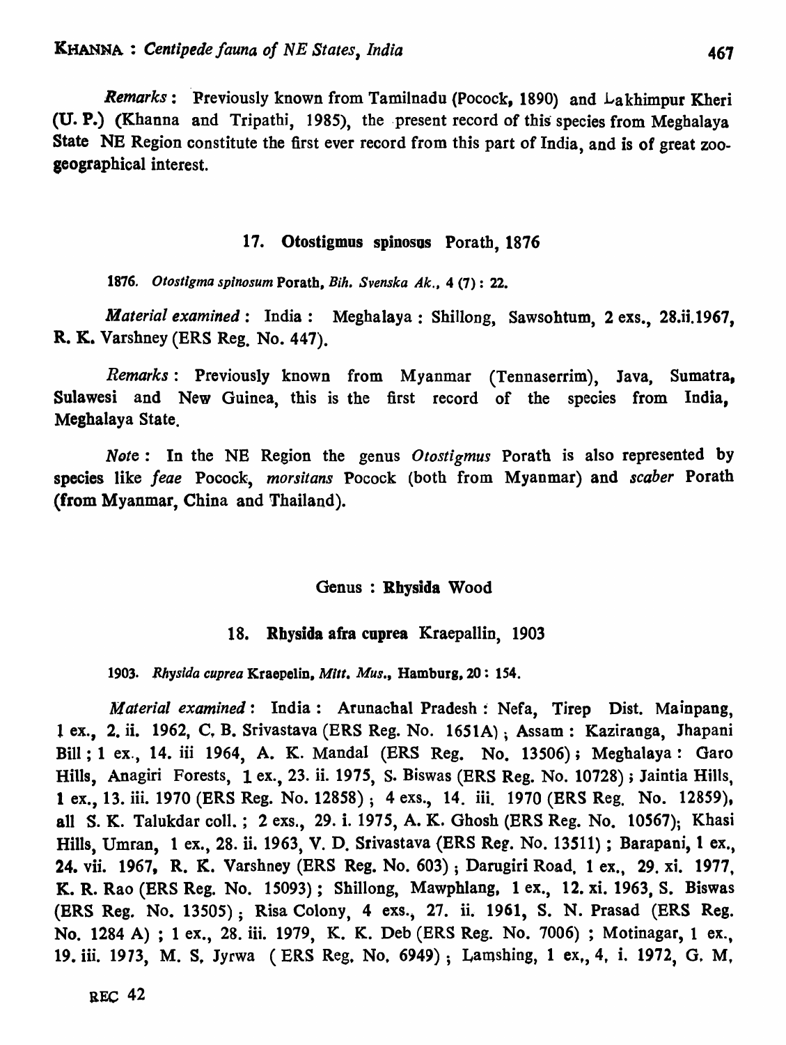*Remarks* : Previously known from Tamilnadu (Pocock, 1890) and Lakhimpur Kheri (U. P.) (Khanna and Tripathi, 1985), the present record of this species from Meghalaya State NE Region constitute the first ever record from this part of India, and is of great zoogeographical interest.

### 17. Otostigmus spinosus Porath, 1876

1876. *Otostigma spinosum* Porath, *Bih. Svenska Ak.*, 4 (7) : 22.

*Material examined* : India : Meghalaya : Shillong, Sawsohtum, 2 exs., 28.ii.1967, R. K. Varshney (ERS Reg. No. 447).

*Remarks* : Previously known from Myanmar (Tennaserrim), Java, Sumatra, Sulawesi and New Guinea, this is the first record of the species from India, Meghalaya State.

*Note* : In the NE Region the genus *Otostigmus* Porath is also represented by species like *feae* Pocock, *morsitans* Pocock (both from Myanmar) and *scaber* Porath (from Myanmar, China and Thailand).

## Genus : Rhysida Wood

### 18. Rhysida afra cuprea Kraepallin, 1903

1903. *Rhysida cuprea* Kraepelin, *Mitt. Mus.*, Hamburg, 20 : 154.

*Material examined* : India : Arunachal Pradesh : Nefa, Tirep Dist. Mainpang, 1 ex., 2. ii. 1962, C. B. Srivastava (ERS Reg. No. 1651A) ; Assam : Kaziranga, Jhapani Bill ; 1 ex., 14. iii 1964, A. K. Mandal (ERS Reg. No. 13506) ; Meghalaya : Garo Hills, Anagiri Forests, 1 ex., 23. ii. 1975, S. Biswas (ERS Reg. No. 10728) ; Jaintia Hills, 1 ex., 13. iii. 1970 (ERS Reg. No. 12858) ; 4 exs., 14. iii. 1970 (ERS Reg. No. 12859), all S. K. Talukdar coll. ; 2 exs., 29. i. 1975, A. K. Ghosh (ERS Reg. No. 10567); Khasi Hills, Umran, 1 ex., 28. ii. 1963, V. D. Srivastava (ERS Reg. No. 13511) ; Barapani, 1 ex., 24. vii. 1967, R. K. Varshney (ERS Reg. No. 603) ; Darugiri Road, 1 ex., 29. xi. 1977, K. R. Rao (ERS Reg. No. 15093) ; Shillong, Mawphlang, 1 ex., 12. xi. 1963, S. Biswas (ERS Reg. No. 13505) ; Risa Colony, 4 exs., 27. ii. 1961, S. N. Prasad (ERS Reg. No. 1284 A) ; 1 ex., 28. iii. 1979, K. K. Deb (ERS Reg. No. 7006) ; Motinagar, 1 ex., 19. iii. 1973, M. S. Jyrwa (ERS Reg. No. 6949) ; Lamshing, 1 ex., 4. i. 1972, G. M.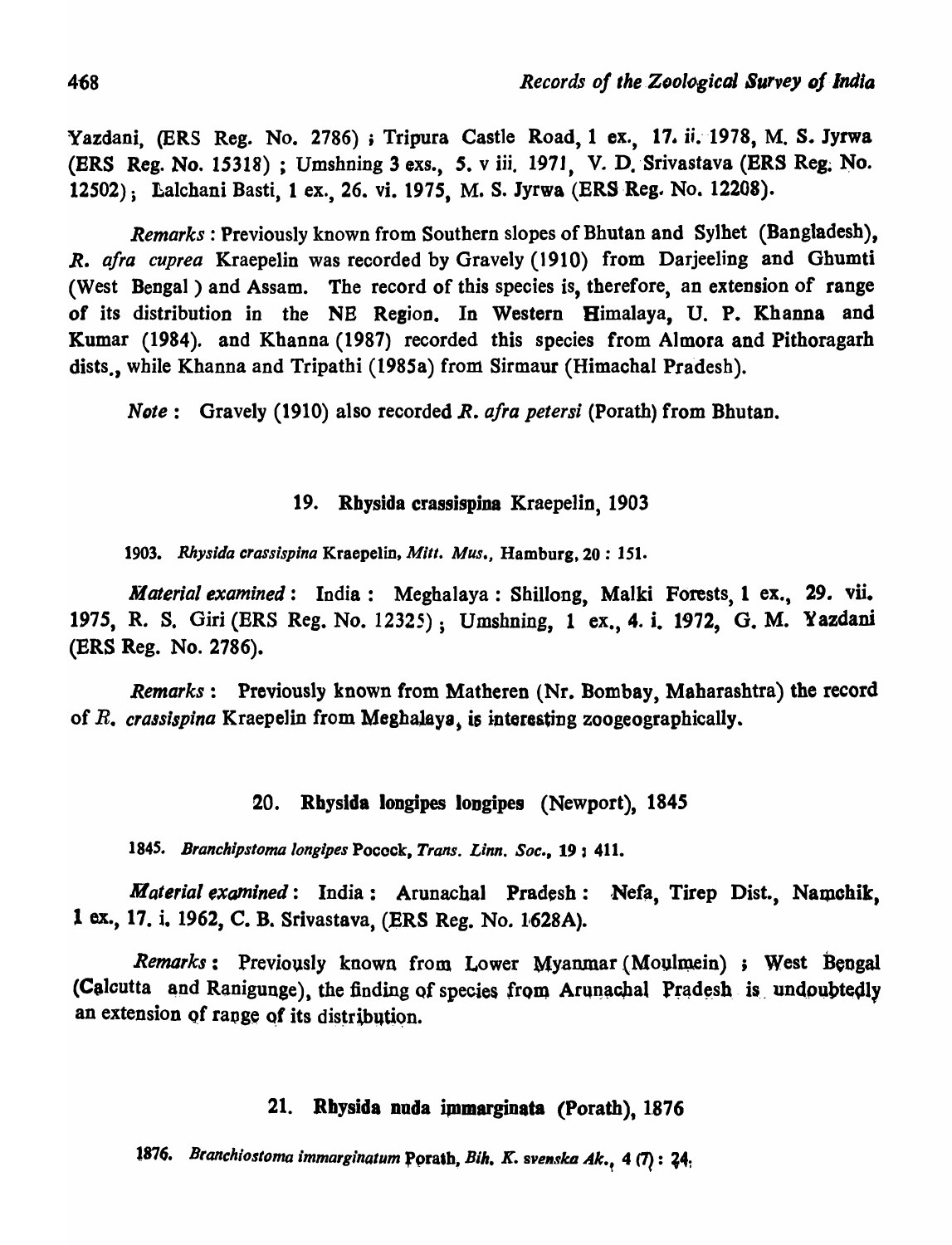Yazdani, (ERS Reg. No. 2786) ; Tripura Castle Road, 1 ex., 17. ii. 1978, M. S. Jyrwa (ERS Reg. No. 15318) ; Umshning 3 exs., 5. v iii. 1971, V. D. Srivastava (ERS Reg. No. 12502) ; Lalchani Basti, 1 ex., 26. vi. 1975, M. S. Jyrwa (ERS Reg. No. 12208).

*Remarks* : Previously known from Southern slopes of Bhutan and Sylhet (Bangladesh), *R. afra cuprea* Kraepelin was recorded by Gravely (1910) from Darjeeling and Ghumti (West Bengal ) and Assam. The record of this species is, therefore, an extension of range of its distribution in the NE Region. In Western Himalaya, U. P. Khanna and Kumar (1984). and Khanna (1987) recorded this species from Almora and Pithoragarh dists., while Khanna and Tripathi (1985a) from Sirmaur (Himachal Pradesh).

*Note* : Gravely (1910) also recorded *R. afra petersi* (Porath) from Bhutan.

### 19. Rhysida crassispina Kraepelin, 1903

1903. *Rhysida crassispina* Kraepelin, *Mitt. Mus.*, Hamburg, 20 : 151.

*Material examined* : India : Meghalaya : Shillong, Malki Forests, 1 ex., 29. vii. 1975, R. S. Giri (ERS Reg. No. 12325) ; Umshning, 1 ex., 4. i. 1972, G. M. Yazdani (ERS Reg. No. 2786).

*Remarks* : Previously known from Matheren (Nr. Bombay, Maharashtra) the record of *R. crassispina* Kraepelin from Meghalaya, is interesting zoogeographically.

### 20. Rhysida longipes longipes (Newport), 1845

1845. *Branchipstoma longipes* Pocock, *Trans. Linn. Soc.*, 19 : 411.

*Material examined* : India : Arunachal Pradesh : Nefa, Tirep Dist., Namchik, 1 ex., 17. i. 1962, C. B. Srivastava, (ERS Reg. No. 1628A).

*Remarks* : Previously known from Lower Myanmar (Moulmein) ; West Bengal (Calcutta and Ranigunge), the finding of species from Arunachal Pradesh is undoubtedly an extension of range of its distribution.

### 21. Rhysida nuda immarginata (Porath), 1876

1876. *Branchiostoma immarginatum* Porath, *Bih. K. svenska Ak.*, 4 (7) : 24.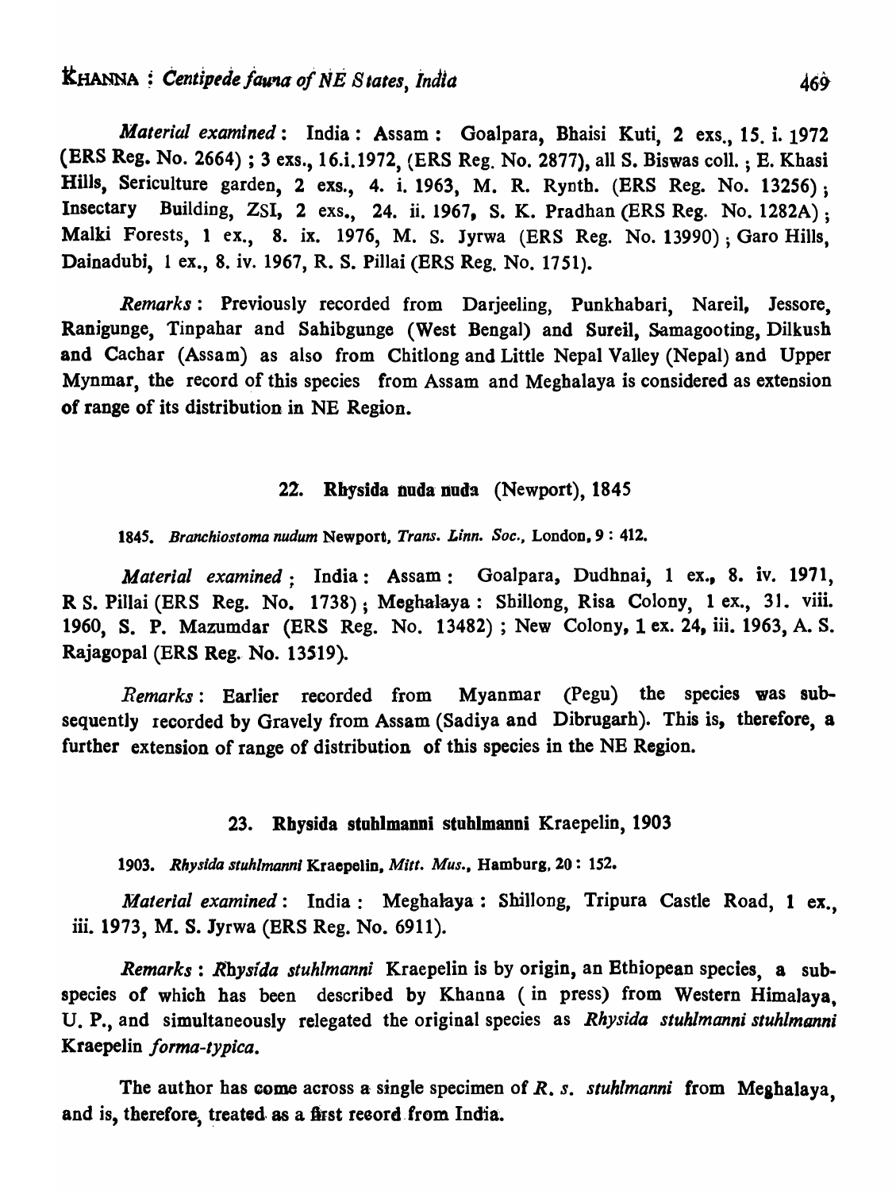*Material examined*: India: Assam: Goalpara, Bhaisi Kuti, 2 exs., 15. i. 1972 (ERS Reg. No. 2664); 3 exs., 16.i.1972, (ERS Reg. No. 2877), all S. Biswas coll.; E. Khasi Hills, Sericulture garden, 2 exs., 4. i. 1963, M. R. Rynth. (ERS Reg. No. 13256); Insectary Building, ZSI, 2 exs., 24. ii. 1967, S. K. Pradhan (ERS Reg. No. 1282A); Malki Forests, 1 ex., 8. ix. 1976, M. S. Jyrwa (ERS Reg. No. 13990); Garo Hills, Dainadubi, 1 ex., 8. iv. 1967, R. S. Pillai (ERS Reg. No. 1751).

*Remarks*: Previously recorded from Darjeeling, Punkhabari, Nareil, Jessore, Ranigunge, Tinpahar and Sahibgunge (West Bengal) and Sureil, Samagooting, Dilkush and Cachar (Assam) as also from Chitlong and Little Nepal Valley (Nepal) and Upper Mynmar, the record of this species from Assam and Meghalaya is considered as extension of range of its distribution in NE Region.

### 22. Rhysida nuda nuda (Newport), 1845

1845. *Branchiostoma nudum* Newport, *Trans. Linn. Soc.*, London, 9 : 412.

*Material examined*: India: Assam: Goalpara, Dudhnai, 1 ex., 8. iv. 1971, R S. Pillai (ERS Reg. No. 1738); Meghalaya: Shillong, Risa Colony, 1 ex., 31. viii. 1960, S. P. Mazumdar (ERS Reg. No. 13482); New Colony, 1 ex. 24, iii. 1963, A. S. Rajagopal (ERS Reg. No. 13519).

*Remarks*: Earlier recorded from Myanmar (Pegu) the species was subsequently recorded by Gravely from Assam (Sadiya and Dibrugarh). This is, therefore, a further extension of range of distribution of this species in the NE Region.

### 23. Rhysida stuhlmanni stuhlmanni Kraepelin, 1903

1903. *Rhysida stuhlmanni* Kraepelin, *Mitt. Mus.*, Hamburg, 20 : 152.

*Material examined*: India: Meghalaya: Shillong, Tripura Castle Road, 1 ex., iii. 1973, M. S. Jyrwa (ERS Reg. No. 6911).

*Remarks*: *Rhysida stuhlmanni* Kraepelin is by origin, an Ethiopean species, a subspecies of which has been described by Khanna (in press) from Western Himalaya, U. P., and simultaneously relegated the original species as *Rhysida stuhlmanni stuhlmanni* Kraepelin *forma-typica*.

The author has come across a single specimen of *R. s. stuhlmanni* from Meghalaya, and is, therefore, treated as a first record from India.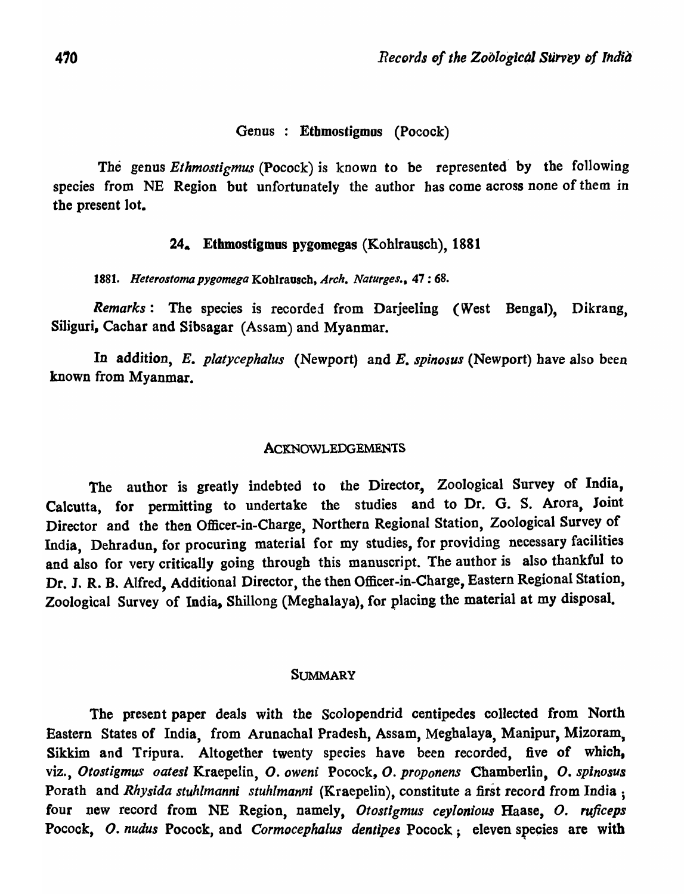### Genus : Ethmostigmus (Pocock)

The genus *Ethmostigmus* (Pocock) is known to be represented by the following species from NE Region but unfortunately the author has come across none of them in the present lot.

#### 24. Ethmostigmus pygomegas (Kohlrausch), 1881

1881. *Heterostoma pygomega* Kohlrausch, *Arch. Naturges.*, 47 : 68.

*Remarks* : The species is recorded from Darjeeling (West Bengal), Dikrang, Siliguri, Cachar and Sibsagar (Assam) and Myanmar.

In addition, *E. platycephalus* (Newport) and *E. spinosus* (Newport) have also been known from Myanmar.

## ACKNOWLEDGEMENTS

The author is greatly indebted to the Director, Zoological Survey of India, Calcutta, for permitting to undertake the studies and to Dr. G. S. Arora, Joint Director and the then Officer-in-Charge, Northern Regional Station, Zoological Survey of India, Dehradun, for procuring material for my studies, for providing necessary facilities and also for very critically going through this manuscript. The author is also thankful to Dr. J. R. B. Alfred, Additional Director, the then Officer-in-Charge, Eastern Regional Station, Zoological Survey of India, Shillong (Meghalaya), for placing the material at my disposal.

## SUMMARY

The present paper deals with the Scolopendrid centipedes collected from North Eastern States of India, from Arunachal Pradesh, Assam, Meghalaya, Manipur, Mizoram, Sikkim and Tripura. Altogether twenty species have been recorded, five of which, viz., *Otostigmus oatesi* Kraepelin, *O. oweni* Pocock, *O. proponens* Chamberlin, *O. spinosus* Porath and *Rhysida stuhlmanni stuhlmanni* (Kraepelin), constitute a first record from India ; four new record from NE Region, namely, *Otostigmus ceylonious* Haase, *O. ruficeps* Pocock, *O. nudus* Pocock, and *Cormocephalus dentipes* Pocock ; eleven species are with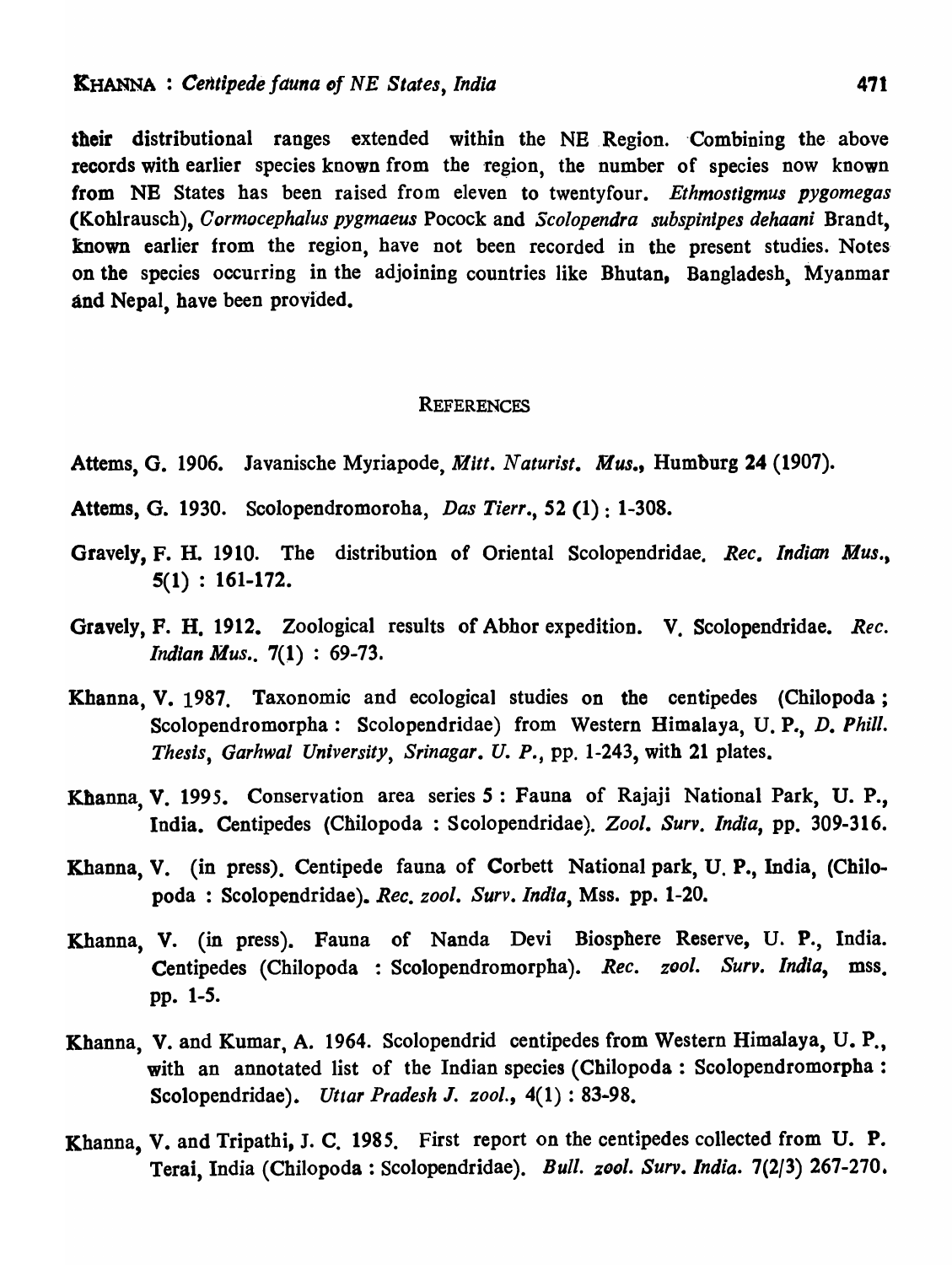their distributional ranges extended within the NE Region. Combining the above records with earlier species known from the region, the number of species now known from NE States has been raised from eleven to twentyfour. *Ethmostigmus pygomegas* (Kohlrausch), *Cormocephalus pygmaeus* Pocock and *Scolopendra subspinipes dehaani* Brandt, known earlier from the region, have not been recorded in the present studies. Notes on the species occurring in the adjoining countries like Bhutan, Bangladesh, Myanmar and Nepal, have been provided.

## REFERENCES

Attems, G. 1906. Javanische Myriapode, *Mitt. Naturist. Mus.*, Humburg **24** (1907).

Attems, G. 1930. Scolopendromoroha, *Das Tierr.*, **52** (1) : 1-308.

Gravely, F. H. 1910. The distribution of Oriental Scolopendridae. *Rec. Indian Mus.*, 5(1) : 161-172.

Gravely, F. H. 1912. Zoological results of Abhor expedition. V. Scolopendridae. *Rec. Indian Mus.*. 7(1) : 69-73.

Khanna, V. 1987. Taxonomic and ecological studies on the centipedes (Chilopoda ; Scolopendromorpha : Scolopendridae) from Western Himalaya, U. P., *D. Phill. Thesis, Garhwal University, Srinagar. U. P.*, pp. 1-243, with 21 plates.

Khanna, V. 1995. Conservation area series 5 : Fauna of Rajaji National Park, U. P., India. Centipedes (Chilopoda : Scolopendridae). *Zool. Surv. India*, pp. 309-316.

Khanna, V. (in press). Centipede fauna of Corbett National park, U. P., India, (Chilopoda : Scolopendridae). *Rec. zool. Surv. India*, Mss. pp. 1-20.

Khanna, V. (in press). Fauna of Nanda Devi Biosphere Reserve, U. P., India. Centipedes (Chilopoda : Scolopendromorpha). *Rec. zool. Surv. India*, mss. pp. 1-5.

Khanna, V. and Kumar, A. 1964. Scolopendrid centipedes from Western Himalaya, U. P., with an annotated list of the Indian species (Chilopoda : Scolopendromorpha : Scolopendridae). *Uttar Pradesh J. zool.*, 4(1) : 83-98.

Khanna, V. and Tripathi, J. C. 1985. First report on the centipedes collected from U. P. Terai, India (Chilopoda : Scolopendridae). *Bull. zool. Surv. India*. 7(2/3) 267-270.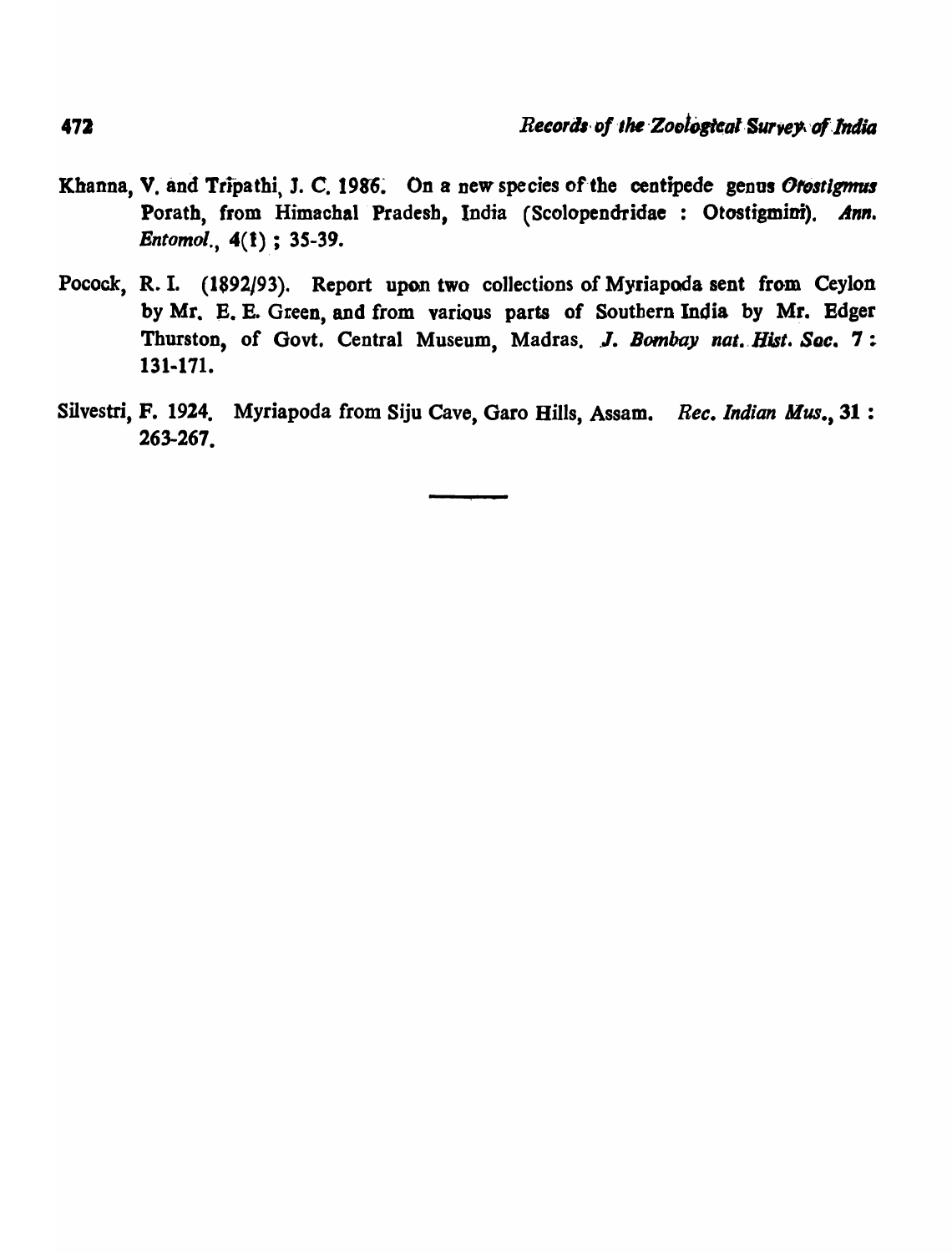Khanna, V. and Tripathi, J. C. 1986. On a new species of the centipede genus *Otostigmus* Porath, from Himachal Pradesh, India (Scolopendridae : Otostigmini). *Ann. Entomol.*, 4(1) ; 35-39.

Pocock, R. I. (1892/93). Report upon two collections of Myriapoda sent from Ceylon by Mr. E. E. Green, and from various parts of Southern India by Mr. Edger Thurston, of Govt. Central Museum, Madras. *J. Bombay nat. Hist. Soc.* **7** : 131-171.

Silvestri, F. 1924. Myriapoda from Siju Cave, Garo Hills, Assam. *Rec. Indian Mus.*, **31** : 263-267.